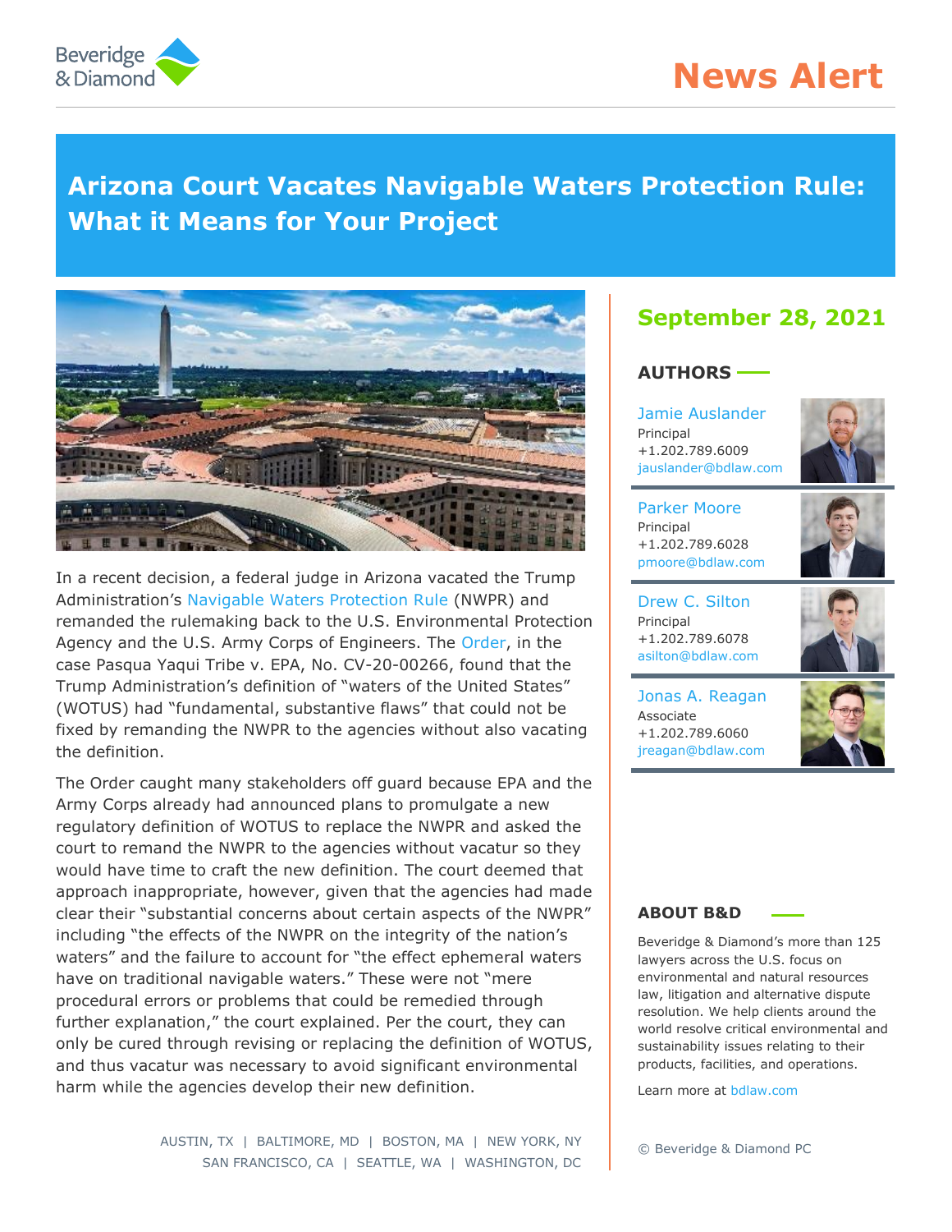# News Alert

## Arizona Court Vacates Navigable Waters Protection Rule: What it Means for Your Project

In a recent decision, a federal judge in Arizona vacated the Trump Administration's Navigable Waters Protection Rule (NWPR) and remanded the rulemaking back to the U.S. Environmental Protection Agency and the U.S. Army Corps of Engineers. The Order, in the case Pasqua Yaqui Tribe v. EPA, No. CV-20-00266, found that the Trump Administration's definition of "waters of the United States" (WOTUS) had "fundamental, substantive flaws" that could not be fixed by remanding the NWPR to the agencies without also vacating the definition.

The Order caught many stakeholders off guard because EPA and the Army Corps already had announced plans to promulgate a new regulatory definition of WOTUS to replace the NWPR and asked the court to remand the NWPR to the agencies without vacatur so they would have time to craft the new definition. The court deemed that approach inappropriate, however, given that the agencies had made clear their "substantial concerns about certain aspects of the NWPR" including "the effects of the NWPR on the integrity of the nation's waters" and the failure to account for "the effect ephemeral waters have on traditional navigable waters." These were not "mere procedural errors or problems that could be remedied through further explanation," the court explained. Per the court, they can only be cured through revising or replacing the definition of WOTUS, and thus vacatur was necessary to avoid significant environmental harm while the agencies develop their new definition.

**September 28, 2021**

### AUTHORS

Jamie Auslander
Principal
+1.202.789.6009
jauslander@bdlaw.com

Parker Moore
Principal
+1.202.789.6028
pmoore@bdlaw.com

Drew C. Silton
Principal
+1.202.789.6078
asilton@bdlaw.com

Jonas A. Reagan
Associate
+1.202.789.6060
jreagan@bdlaw.com

### ABOUT B&D

Beveridge & Diamond's more than 125 lawyers across the U.S. focus on environmental and natural resources law, litigation and alternative dispute resolution. We help clients around the world resolve critical environmental and sustainability issues relating to their products, facilities, and operations.

Learn more at bdlaw.com

AUSTIN, TX | BALTIMORE, MD | BOSTON, MA | NEW YORK, NY
SAN FRANCISCO, CA | SEATTLE, WA | WASHINGTON, DC

© Beveridge & Diamond PC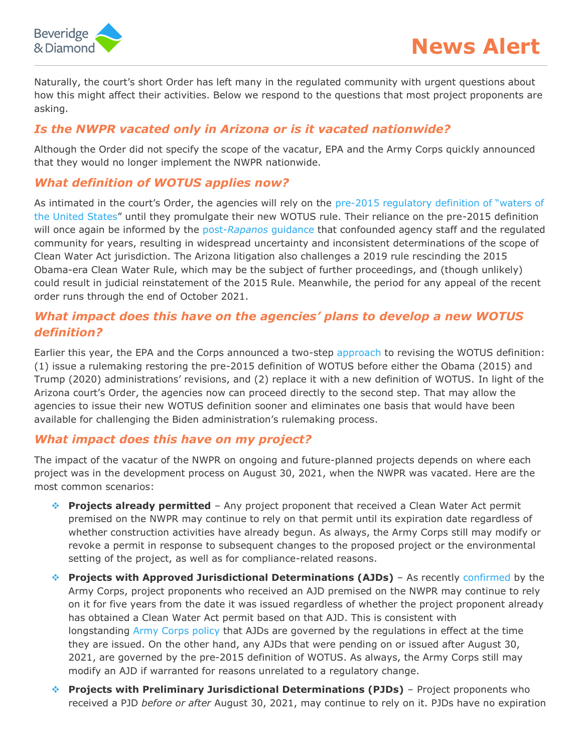Naturally, the court's short Order has left many in the regulated community with urgent questions about how this might affect their activities. Below we respond to the questions that most project proponents are asking.

## *Is the NWPR vacated only in Arizona or is it vacated nationwide?*

Although the Order did not specify the scope of the vacatur, EPA and the Army Corps quickly announced that they would no longer implement the NWPR nationwide.

## *What definition of WOTUS applies now?*

As intimated in the court's Order, the agencies will rely on the pre-2015 regulatory definition of "waters of the United States" until they promulgate their new WOTUS rule. Their reliance on the pre-2015 definition will once again be informed by the post-*Rapanos* guidance that confounded agency staff and the regulated community for years, resulting in widespread uncertainty and inconsistent determinations of the scope of Clean Water Act jurisdiction. The Arizona litigation also challenges a 2019 rule rescinding the 2015 Obama-era Clean Water Rule, which may be the subject of further proceedings, and (though unlikely) could result in judicial reinstatement of the 2015 Rule. Meanwhile, the period for any appeal of the recent order runs through the end of October 2021.

## *What impact does this have on the agencies' plans to develop a new WOTUS definition?*

Earlier this year, the EPA and the Corps announced a two-step approach to revising the WOTUS definition: (1) issue a rulemaking restoring the pre-2015 definition of WOTUS before either the Obama (2015) and Trump (2020) administrations' revisions, and (2) replace it with a new definition of WOTUS. In light of the Arizona court's Order, the agencies now can proceed directly to the second step. That may allow the agencies to issue their new WOTUS definition sooner and eliminates one basis that would have been available for challenging the Biden administration's rulemaking process.

## *What impact does this have on my project?*

The impact of the vacatur of the NWPR on ongoing and future-planned projects depends on where each project was in the development process on August 30, 2021, when the NWPR was vacated. Here are the most common scenarios:

- **Projects already permitted** – Any project proponent that received a Clean Water Act permit premised on the NWPR may continue to rely on that permit until its expiration date regardless of whether construction activities have already begun. As always, the Army Corps still may modify or revoke a permit in response to subsequent changes to the proposed project or the environmental setting of the project, as well as for compliance-related reasons.
- **Projects with Approved Jurisdictional Determinations (AJDs)** – As recently confirmed by the Army Corps, project proponents who received an AJD premised on the NWPR may continue to rely on it for five years from the date it was issued regardless of whether the project proponent already has obtained a Clean Water Act permit based on that AJD. This is consistent with longstanding Army Corps policy that AJDs are governed by the regulations in effect at the time they are issued. On the other hand, any AJDs that were pending on or issued after August 30, 2021, are governed by the pre-2015 definition of WOTUS. As always, the Army Corps still may modify an AJD if warranted for reasons unrelated to a regulatory change.
- **Projects with Preliminary Jurisdictional Determinations (PJDs)** – Project proponents who received a PJD *before or after* August 30, 2021, may continue to rely on it. PJDs have no expiration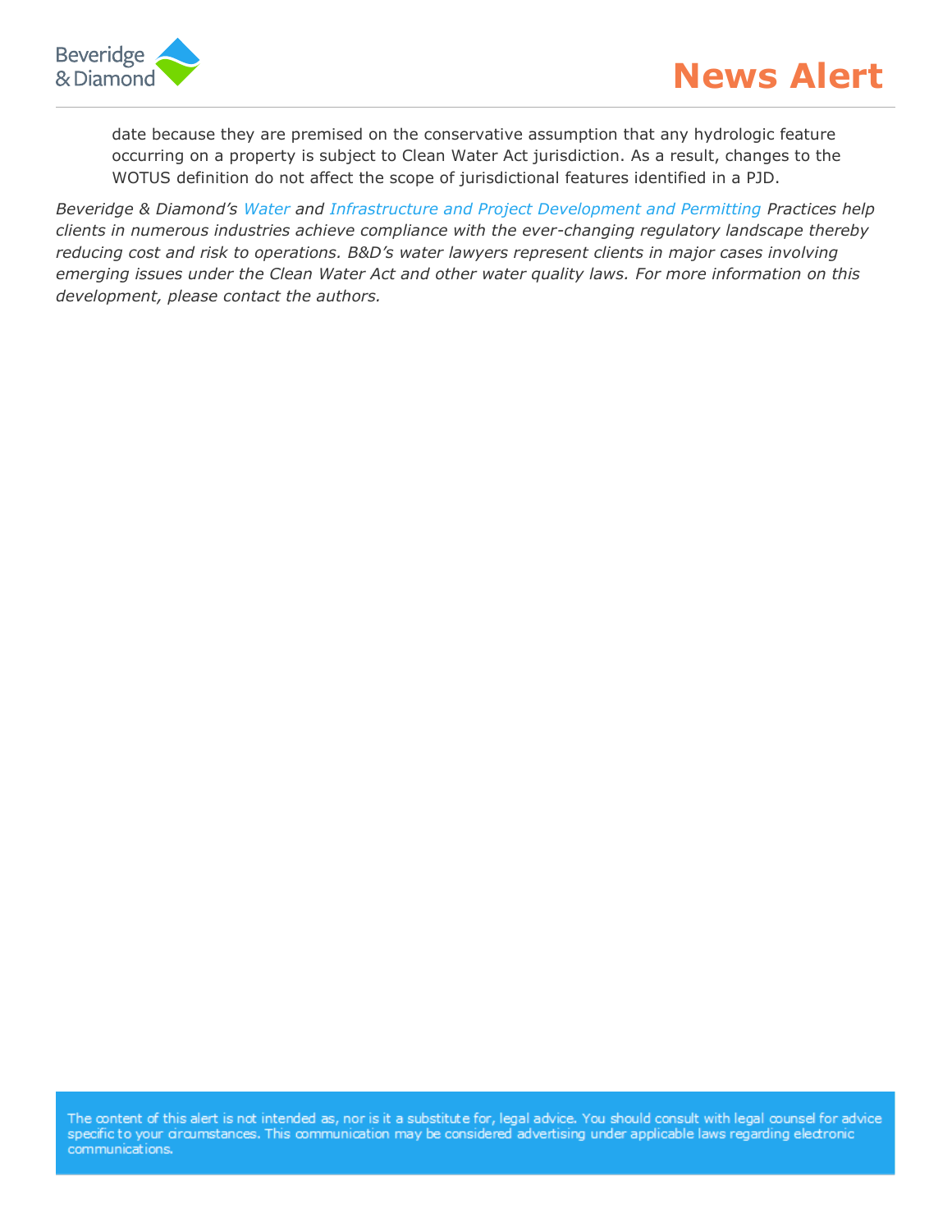date because they are premised on the conservative assumption that any hydrologic feature occurring on a property is subject to Clean Water Act jurisdiction. As a result, changes to the WOTUS definition do not affect the scope of jurisdictional features identified in a PJD.

*Beveridge & Diamond's Water and Infrastructure and Project Development and Permitting Practices help clients in numerous industries achieve compliance with the ever-changing regulatory landscape thereby reducing cost and risk to operations. B&D's water lawyers represent clients in major cases involving emerging issues under the Clean Water Act and other water quality laws. For more information on this development, please contact the authors.*

The content of this alert is not intended as, nor is it a substitute for, legal advice. You should consult with legal counsel for advice specific to your circumstances. This communication may be considered advertising under applicable laws regarding electronic communications.